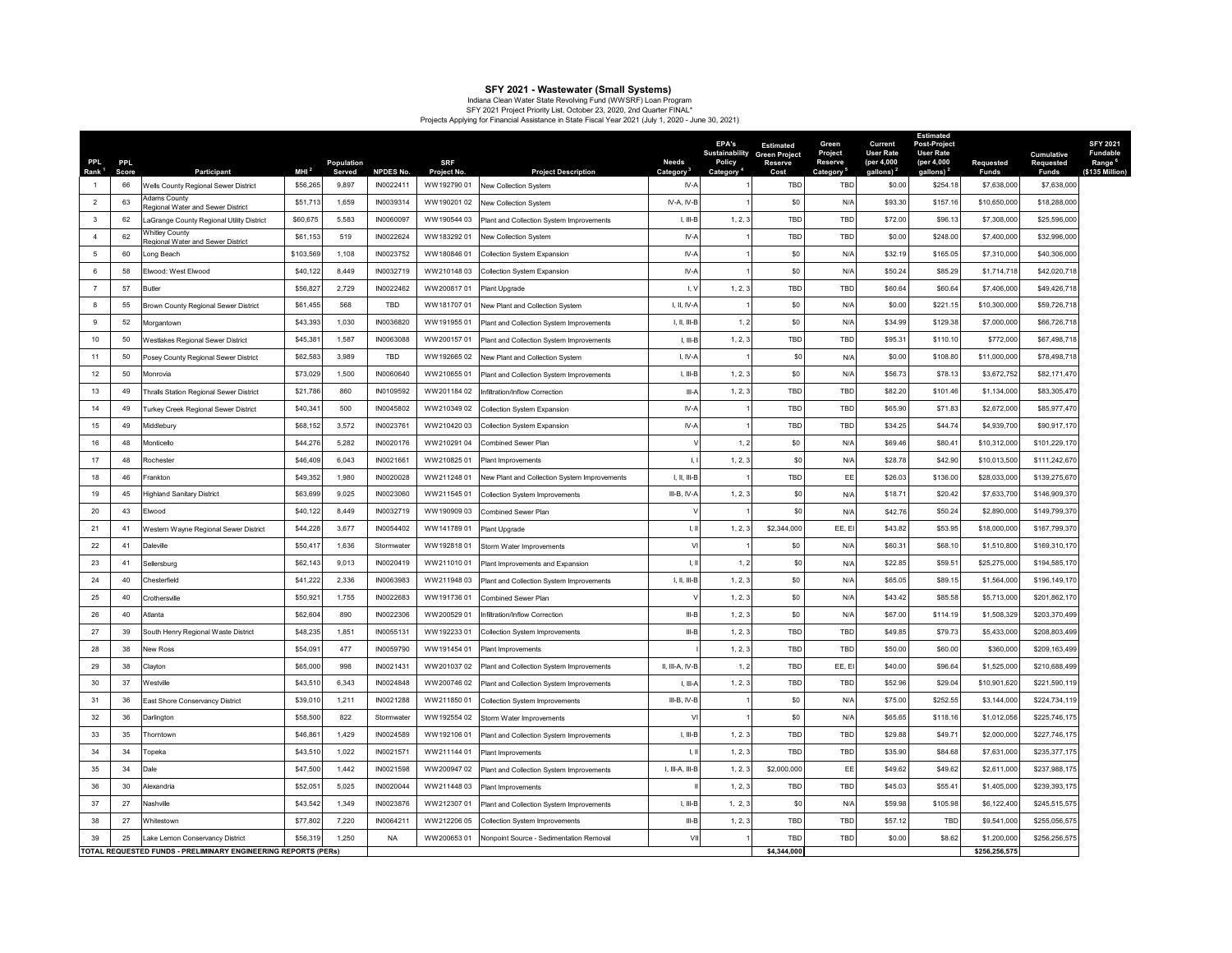# SFY 2021 - Wastewater (Small Systems)

Indiana Clean Water State Revolving Fund (WWSRF) Loan Program
SFY 2021 Project Priority List, October 23, 2020, 2nd Quarter FINAL*
Projects Applying for Financial Assistance in State Fiscal Year 2021 (July 1, 2020 - June 30, 2021)

| PPL Rank [1] | PPL Score | Participant | MHI [2] | Population Served | NPDES No. | SRF Project No. | Project Description | Needs Category [3] | EPA's Sustainability Policy Category [4] | Estimated Green Project Reserve Cost | Green Project Reserve Category [5] | Current User Rate (per 4,000 gallons) [2] | Estimated Post-Project User Rate (per 4,000 gallons) [2] | Requested Funds | Cumulative Requested Funds | SFY 2021 Fundable Range [6] ($135 Million) |
|---|---|---|---|---|---|---|---|---|---|---|---|---|---|---|---|---|
| 1 | 66 | Wells County Regional Sewer District | $56,265 | 9,897 | IN0022411 | WW192790 01 | New Collection System | IV-A | 1 | TBD | TBD | $0.00 | $254.18 | $7,638,000 | $7,638,000 | |
| 2 | 63 | Adams County Regional Water and Sewer District | $51,713 | 1,659 | IN0039314 | WW190201 02 | New Collection System | IV-A, IV-B | 1 | $0 | N/A | $93.30 | $157.16 | $10,650,000 | $18,288,000 | |
| 3 | 62 | LaGrange County Regional Utility District | $60,675 | 5,583 | IN0060097 | WW190544 03 | Plant and Collection System Improvements | I, III-B | 1, 2, 3 | TBD | TBD | $72.00 | $96.13 | $7,308,000 | $25,596,000 | |
| 4 | 62 | Whitley County Regional Water and Sewer District | $61,153 | 519 | IN0022624 | WW183292 01 | New Collection System | IV-A | 1 | TBD | TBD | $0.00 | $248.00 | $7,400,000 | $32,996,000 | |
| 5 | 60 | Long Beach | $103,569 | 1,108 | IN0023752 | WW180846 01 | Collection System Expansion | IV-A | 1 | $0 | N/A | $32.19 | $165.05 | $7,310,000 | $40,306,000 | |
| 6 | 58 | Elwood: West Elwood | $40,122 | 8,449 | IN0032719 | WW210148 03 | Collection System Expansion | IV-A | 1 | $0 | N/A | $50.24 | $85.29 | $1,714,718 | $42,020,718 | |
| 7 | 57 | Butler | $56,827 | 2,729 | IN0022462 | WW200817 01 | Plant Upgrade | I, V | 1, 2, 3 | TBD | TBD | $60.64 | $60.64 | $7,406,000 | $49,426,718 | |
| 8 | 55 | Brown County Regional Sewer District | $61,455 | 568 | TBD | WW181707 01 | New Plant and Collection System | I, II, IV-A | 1 | $0 | N/A | $0.00 | $221.15 | $10,300,000 | $59,726,718 | |
| 9 | 52 | Morgantown | $43,393 | 1,030 | IN0036820 | WW191955 01 | Plant and Collection System Improvements | I, II, III-B | 1, 2 | $0 | N/A | $34.99 | $129.38 | $7,000,000 | $66,726,718 | |
| 10 | 50 | Westlakes Regional Sewer District | $45,381 | 1,587 | IN0063088 | WW200157 01 | Plant and Collection System Improvements | I, III-B | 1, 2, 3 | TBD | TBD | $95.31 | $110.10 | $772,000 | $67,498,718 | |
| 11 | 50 | Posey County Regional Sewer District | $62,583 | 3,989 | TBD | WW192665 02 | New Plant and Collection System | I, IV-A | 1 | $0 | N/A | $0.00 | $108.80 | $11,000,000 | $78,498,718 | |
| 12 | 50 | Monrovia | $73,029 | 1,500 | IN0060640 | WW210655 01 | Plant and Collection System Improvements | I, III-B | 1, 2, 3 | $0 | N/A | $56.73 | $78.13 | $3,672,752 | $82,171,470 | |
| 13 | 49 | Thralls Station Regional Sewer District | $21,786 | 860 | IN0109592 | WW201184 02 | Infiltration/Inflow Correction | III-A | 1, 2, 3 | TBD | TBD | $82.20 | $101.46 | $1,134,000 | $83,305,470 | |
| 14 | 49 | Turkey Creek Regional Sewer District | $40,341 | 500 | IN0045802 | WW210349 02 | Collection System Expansion | IV-A | 1 | TBD | TBD | $65.90 | $71.83 | $2,672,000 | $85,977,470 | |
| 15 | 49 | Middlebury | $68,152 | 3,572 | IN0023761 | WW210420 03 | Collection System Expansion | IV-A | 1 | TBD | TBD | $34.25 | $44.74 | $4,939,700 | $90,917,170 | |
| 16 | 48 | Monticello | $44,276 | 5,282 | IN0020176 | WW210291 04 | Combined Sewer Plan | V | 1, 2 | $0 | N/A | $69.46 | $80.41 | $10,312,000 | $101,229,170 | |
| 17 | 48 | Rochester | $46,409 | 6,043 | IN0021661 | WW210825 01 | Plant Improvements | I, I | 1, 2, 3 | $0 | N/A | $28.78 | $42.90 | $10,013,500 | $111,242,670 | |
| 18 | 46 | Frankton | $49,352 | 1,980 | IN0020028 | WW211248 01 | New Plant and Collection System Improvements | I, II, III-B | 1 | TBD | EE | $26.03 | $136.00 | $28,033,000 | $139,275,670 | |
| 19 | 45 | Highland Sanitary District | $63,699 | 9,025 | IN0023060 | WW211545 01 | Collection System Improvements | III-B, IV-A | 1, 2, 3 | $0 | N/A | $18.71 | $20.42 | $7,633,700 | $146,909,370 | |
| 20 | 43 | Elwood | $40,122 | 8,449 | IN0032719 | WW190909 03 | Combined Sewer Plan | V | 1 | $0 | N/A | $42.76 | $50.24 | $2,890,000 | $149,799,370 | |
| 21 | 41 | Western Wayne Regional Sewer District | $44,228 | 3,677 | IN0054402 | WW141789 01 | Plant Upgrade | I, II | 1, 2, 3 | $2,344,000 | EE, EI | $43.82 | $53.95 | $18,000,000 | $167,799,370 | |
| 22 | 41 | Daleville | $50,417 | 1,636 | Stormwater | WW192818 01 | Storm Water Improvements | VI | 1 | $0 | N/A | $60.31 | $68.10 | $1,510,800 | $169,310,170 | |
| 23 | 41 | Sellersburg | $62,143 | 9,013 | IN0020419 | WW211010 01 | Plant Improvements and Expansion | I, II | 1, 2 | $0 | N/A | $22.85 | $59.51 | $25,275,000 | $194,585,170 | |
| 24 | 40 | Chesterfield | $41,222 | 2,336 | IN0063983 | WW211948 03 | Plant and Collection System Improvements | I, II, III-B | 1, 2, 3 | $0 | N/A | $65.05 | $89.15 | $1,564,000 | $196,149,170 | |
| 25 | 40 | Crothersville | $50,921 | 1,755 | IN0022683 | WW191736 01 | Combined Sewer Plan | V | 1, 2, 3 | $0 | N/A | $43.42 | $85.58 | $5,713,000 | $201,862,170 | |
| 26 | 40 | Atlanta | $62,604 | 890 | IN0022306 | WW200529 01 | Infiltration/Inflow Correction | III-B | 1, 2, 3 | $0 | N/A | $67.00 | $114.19 | $1,508,329 | $203,370,499 | |
| 27 | 39 | South Henry Regional Waste District | $48,235 | 1,851 | IN0055131 | WW192233 01 | Collection System Improvements | III-B | 1, 2, 3 | TBD | TBD | $49.85 | $79.73 | $5,433,000 | $208,803,499 | |
| 28 | 38 | New Ross | $54,091 | 477 | IN0059790 | WW191454 01 | Plant Improvements | I | 1, 2, 3 | TBD | TBD | $50.00 | $60.00 | $360,000 | $209,163,499 | |
| 29 | 38 | Clayton | $65,000 | 998 | IN0021431 | WW201037 02 | Plant and Collection System Improvements | II, III-A, IV-B | 1, 2 | TBD | EE, EI | $40.00 | $96.64 | $1,525,000 | $210,688,499 | |
| 30 | 37 | Westville | $43,510 | 6,343 | IN0024848 | WW200746 02 | Plant and Collection System Improvements | I, III-A | 1, 2, 3 | TBD | TBD | $52.96 | $29.04 | $10,901,620 | $221,590,119 | |
| 31 | 36 | East Shore Conservancy District | $39,010 | 1,211 | IN0021288 | WW211850 01 | Collection System Improvements | III-B, IV-B | 1 | $0 | N/A | $75.00 | $252.55 | $3,144,000 | $224,734,119 | |
| 32 | 36 | Darlington | $58,500 | 822 | Stormwater | WW192554 02 | Storm Water Improvements | VI | 1 | $0 | N/A | $65.65 | $118.16 | $1,012,056 | $225,746,175 | |
| 33 | 35 | Thorntown | $46,861 | 1,429 | IN0024589 | WW192106 01 | Plant and Collection System Improvements | I, III-B | 1, 2, 3 | TBD | TBD | $29.88 | $49.71 | $2,000,000 | $227,746,175 | |
| 34 | 34 | Topeka | $43,510 | 1,022 | IN0021571 | WW211144 01 | Plant Improvements | I, II | 1, 2, 3 | TBD | TBD | $35.90 | $84.68 | $7,631,000 | $235,377,175 | |
| 35 | 34 | Dale | $47,500 | 1,442 | IN0021598 | WW200947 02 | Plant and Collection System Improvements | I, III-A, III-B | 1, 2, 3 | $2,000,000 | EE | $49.62 | $49.62 | $2,611,000 | $237,988,175 | |
| 36 | 30 | Alexandria | $52,051 | 5,025 | IN0020044 | WW211448 03 | Plant Improvements | II | 1, 2, 3 | TBD | TBD | $45.03 | $55.41 | $1,405,000 | $239,393,175 | |
| 37 | 27 | Nashville | $43,542 | 1,349 | IN0023876 | WW212307 01 | Plant and Collection System Improvements | I, III-B | 1, 2, 3 | $0 | N/A | $59.98 | $105.98 | $6,122,400 | $245,515,575 | |
| 38 | 27 | Whitestown | $77,802 | 7,220 | IN0064211 | WW212206 05 | Collection System Improvements | III-B | 1, 2, 3 | TBD | TBD | $57.12 | TBD | $9,541,000 | $255,056,575 | |
| 39 | 25 | Lake Lemon Conservancy District | $56,319 | 1,250 | NA | WW200653 01 | Nonpoint Source - Sedimentation Removal | VII | 1 | TBD | TBD | $0.00 | $8.62 | $1,200,000 | $256,256,575 | |
| TOTAL REQUESTED FUNDS - PRELIMINARY ENGINEERING REPORTS (PERs) | | | | | | | | | | $4,344,000 | | | | $256,256,575 | | |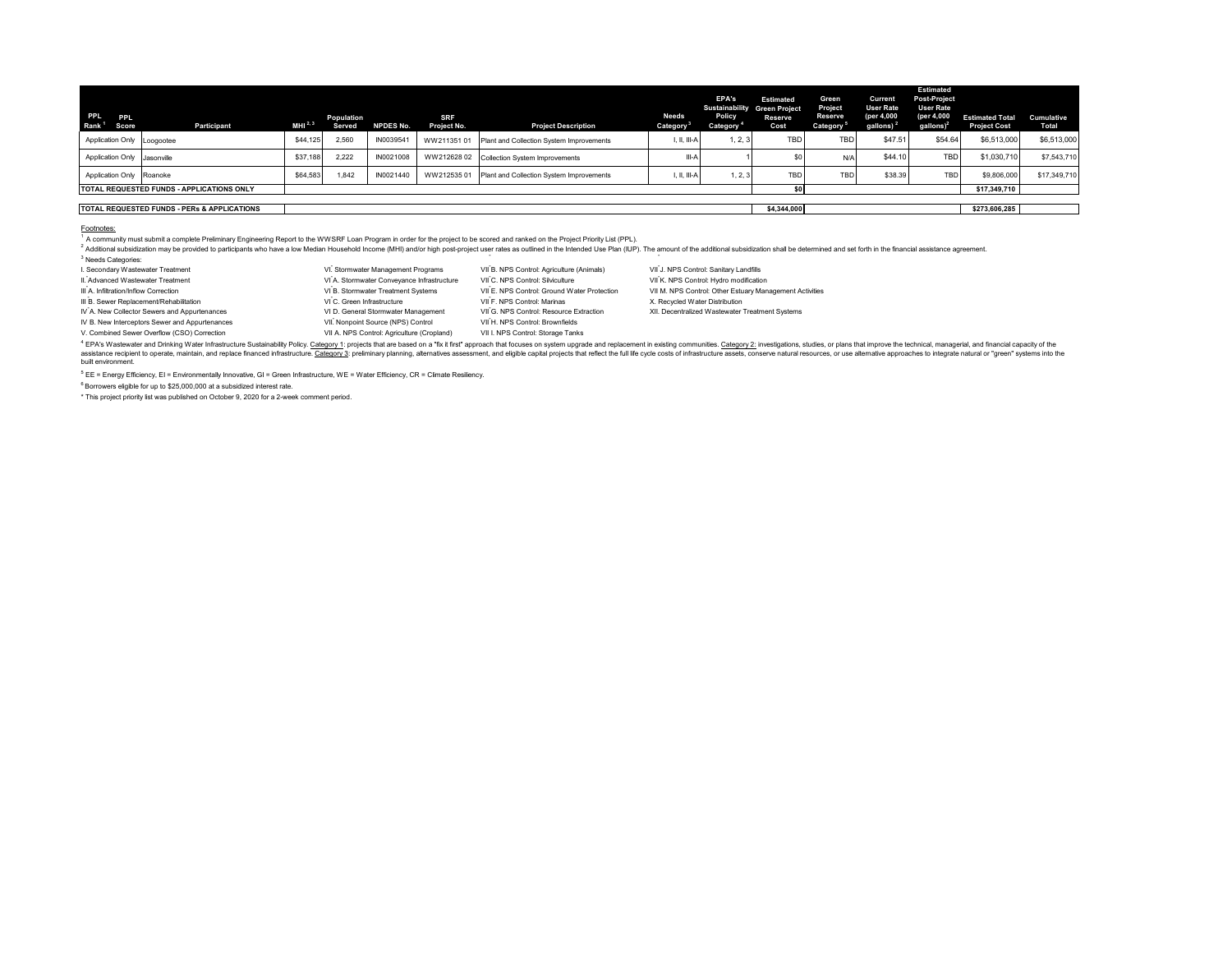| PPL Rank[1] | PPL Score | Participant | MHI[2, 3] | Population Served | NPDES No. | SRF Project No. | Project Description | Needs Category[3] | EPA's Sustainability Policy Category[4] | Estimated Green Project Reserve Cost | Green Project Reserve Category[5] | Current User Rate (per 4,000 gallons)[2] | Estimated Post-Project User Rate (per 4,000 gallons)[2] | Estimated Total Project Cost | Cumulative Total |
|---|---|---|---|---|---|---|---|---|---|---|---|---|---|---|---|
| Application Only | | Loogootee | $44,125 | 2,560 | IN0039541 | WW211351 01 | Plant and Collection System Improvements | I, II, III-A | 1, 2, 3 | TBD | TBD | $47.51 | $54.64 | $6,513,000 | $6,513,000 |
| Application Only | | Jasonville | $37,188 | 2,222 | IN0021008 | WW212628 02 | Collection System Improvements | III-A | 1 | $0 | N/A | $44.10 | TBD | $1,030,710 | $7,543,710 |
| Application Only | | Roanoke | $64,583 | 1,842 | IN0021440 | WW212535 01 | Plant and Collection System Improvements | I, II, III-A | 1, 2, 3 | TBD | TBD | $38.39 | TBD | $9,806,000 | $17,349,710 |
| TOTAL REQUESTED FUNDS - APPLICATIONS ONLY | | | | | | | | | | $0 | | | | $17,349,710 | |
| TOTAL REQUESTED FUNDS - PERs & APPLICATIONS | | | | | | | | | | $4,344,000 | | | | $273,606,285 | |

Footnotes:

[1] A community must submit a complete Preliminary Engineering Report to the WWSRF Loan Program in order for the project to be scored and ranked on the Project Priority List (PPL).

[2] Additional subsidization may be provided to participants who have a low Median Household Income (MHI) and/or high post-project user rates as outlined in the Intended Use Plan (IUP). The amount of the additional subsidization shall be determined and set forth in the financial assistance agreement.

[3] Needs Categories:

| | | | |
|---|---|---|---|
| I. Secondary Wastewater Treatment | VI. Stormwater Management Programs | VII B. NPS Control: Agriculture (Animals) | VII J. NPS Control: Sanitary Landfills |
| II. Advanced Wastewater Treatment | VI A. Stormwater Conveyance Infrastructure | VII C. NPS Control: Silviculture | VII K. NPS Control: Hydro modification |
| III A. Infiltration/Inflow Correction | VI B. Stormwater Treatment Systems | VII E. NPS Control: Ground Water Protection | VII M. NPS Control: Other Estuary Management Activities |
| III B. Sewer Replacement/Rehabilitation | VI C. Green Infrastructure | VII F. NPS Control: Marinas | X. Recycled Water Distribution |
| IV A. New Collector Sewers and Appurtenances | VI D. General Stormwater Management | VII G. NPS Control: Resource Extraction | XII. Decentralized Wastewater Treatment Systems |
| IV B. New Interceptors Sewer and Appurtenances | VII. Nonpoint Source (NPS) Control | VII H. NPS Control: Brownfields | |
| V. Combined Sewer Overflow (CSO) Correction | VII A. NPS Control: Agriculture (Cropland) | VII I. NPS Control: Storage Tanks | |

[4] EPA's Wastewater and Drinking Water Infrastructure Sustainability Policy. Category 1: projects that are based on a "fix it first" approach that focuses on system upgrade and replacement in existing communities. Category 2: investigations, studies, or plans that improve the technical, managerial, and financial capacity of the assistance recipient to operate, maintain, and replace financed infrastructure. Category 3: preliminary planning, alternatives assessment, and eligible capital projects that reflect the full life cycle costs of infrastructure assets, conserve natural resources, or use alternative approaches to integrate natural or "green" systems into the built environment.

[5] EE = Energy Efficiency, EI = Environmentally Innovative, GI = Green Infrastructure, WE = Water Efficiency, CR = Climate Resiliency.

[6] Borrowers eligible for up to $25,000,000 at a subsidized interest rate.

* This project priority list was published on October 9, 2020 for a 2-week comment period.